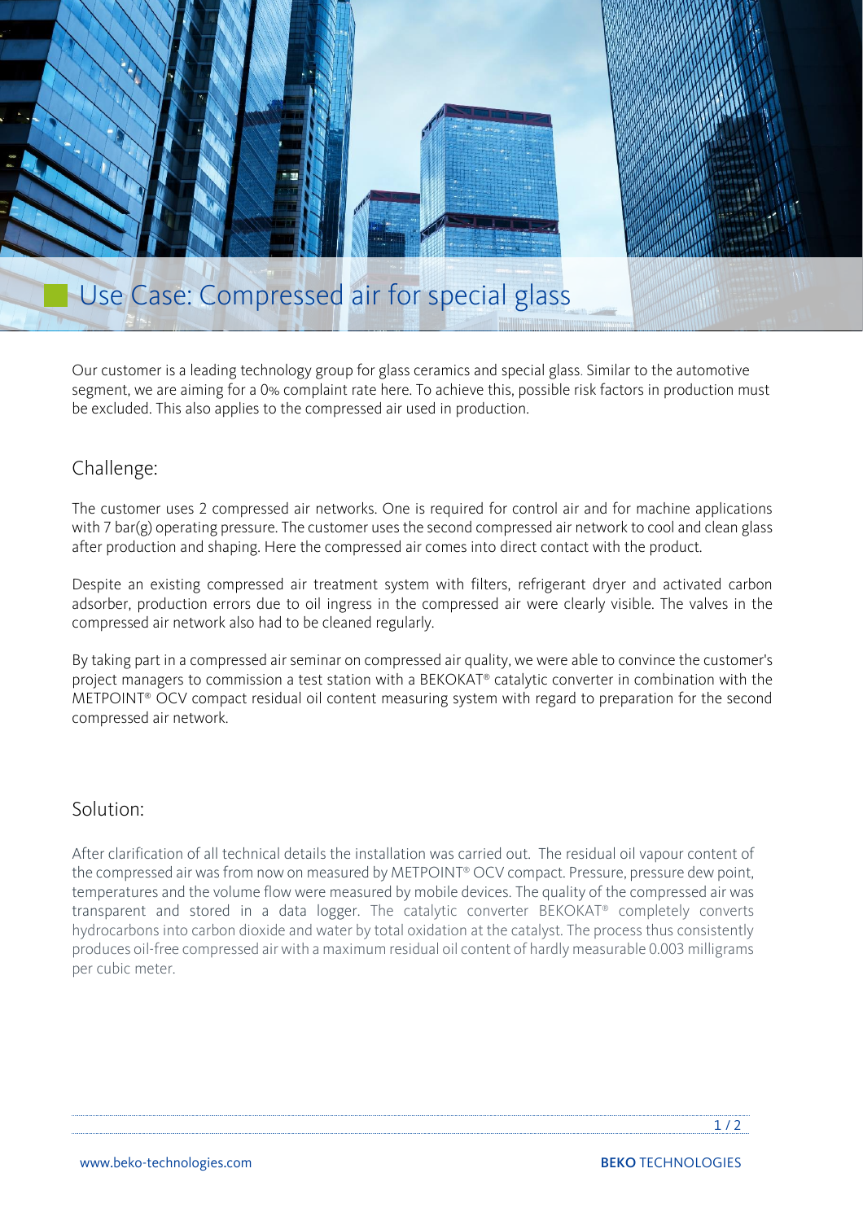# Use Case: Compressed air for special glass

Our customer is a leading technology group for glass ceramics and special glass. Similar to the automotive segment, we are aiming for a 0% complaint rate here. To achieve this, possible risk factors in production must be excluded. This also applies to the compressed air used in production.

## Challenge:

The customer uses 2 compressed air networks. One is required for control air and for machine applications with 7 bar(g) operating pressure. The customer uses the second compressed air network to cool and clean glass after production and shaping. Here the compressed air comes into direct contact with the product.

Despite an existing compressed air treatment system with filters, refrigerant dryer and activated carbon adsorber, production errors due to oil ingress in the compressed air were clearly visible. The valves in the compressed air network also had to be cleaned regularly.

By taking part in a compressed air seminar on compressed air quality, we were able to convince the customer's project managers to commission a test station with a BEKOKAT® catalytic converter in combination with the METPOINT® OCV compact residual oil content measuring system with regard to preparation for the second compressed air network.

## Solution:

After clarification of all technical details the installation was carried out. The residual oil vapour content of the compressed air was from now on measured by METPOINT® OCV compact. Pressure, pressure dew point, temperatures and the volume flow were measured by mobile devices. The quality of the compressed air was transparent and stored in a data logger. The catalytic converter BEKOKAT® completely converts hydrocarbons into carbon dioxide and water by total oxidation at the catalyst. The process thus consistently produces oil-free compressed air with a maximum residual oil content of hardly measurable 0.003 milligrams per cubic meter.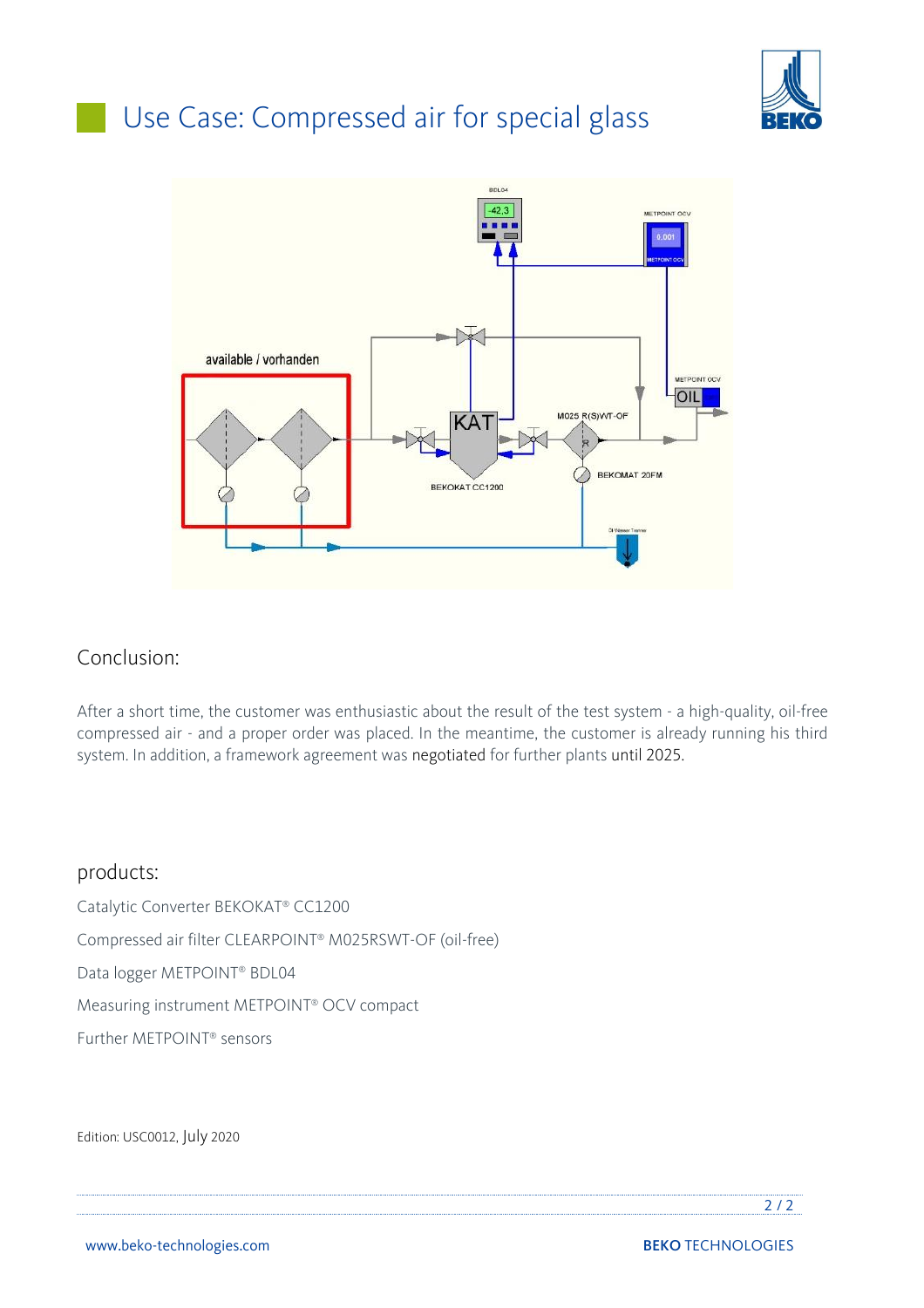# Use Case: Compressed air for special glass

BDL04

-42,3

METPOINT OCV

0.001

available / vorhanden

KAT

METPOINT OCV

OIL

M025 R(S)WT-OF

BEKOKAT CC1200

BEKOMAT 20FM

Öl-Wasser-Trenner

## Conclusion:

After a short time, the customer was enthusiastic about the result of the test system - a high-quality, oil-free compressed air - and a proper order was placed. In the meantime, the customer is already running his third system. In addition, a framework agreement was negotiated for further plants until 2025.

## products:

Catalytic Converter BEKOKAT® CC1200

Compressed air filter CLEARPOINT® M025RSWT-OF (oil-free)

Data logger METPOINT® BDL04

Measuring instrument METPOINT® OCV compact

Further METPOINT® sensors

Edition: USC0012, July 2020